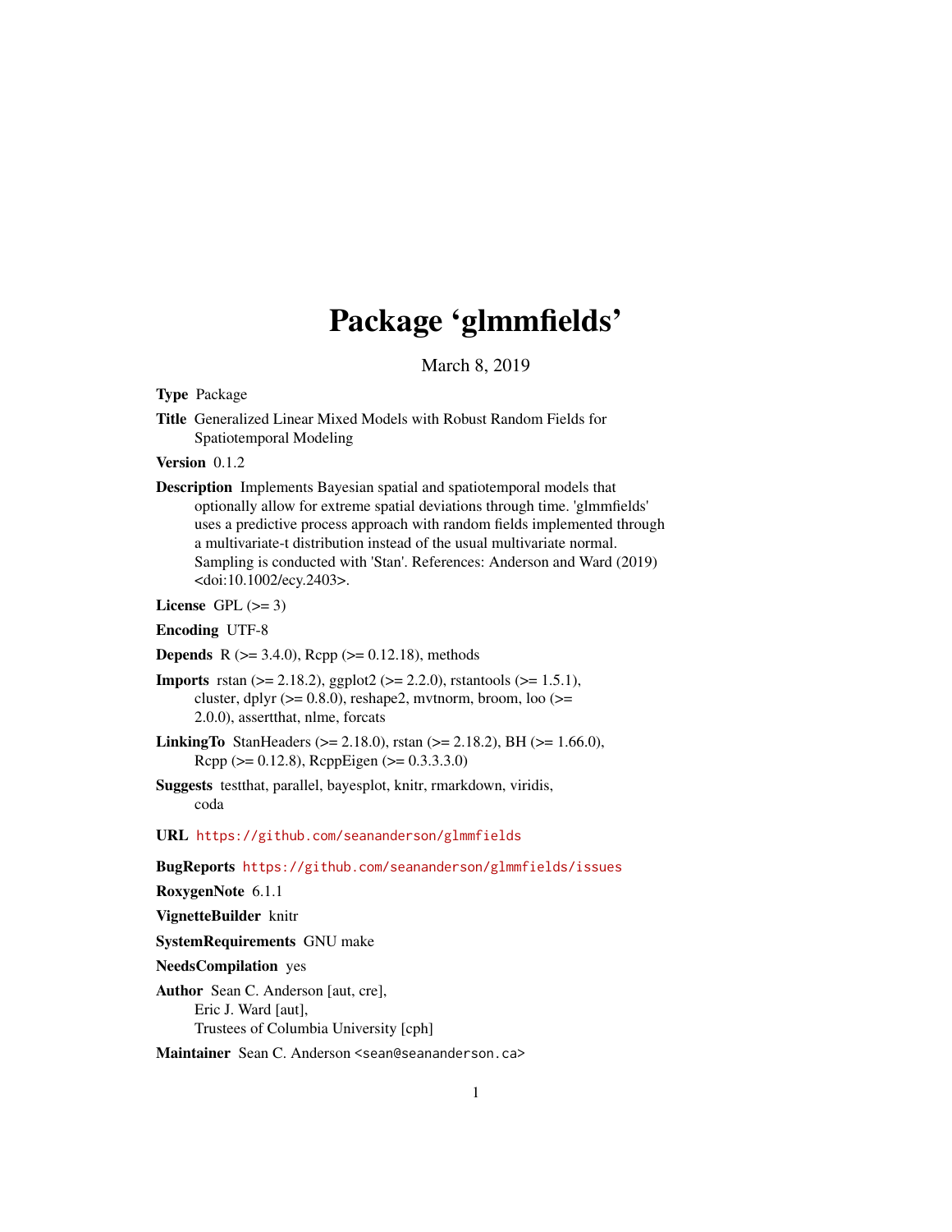# Package 'glmmfields'

March 8, 2019

**Type** Package

**Title** Generalized Linear Mixed Models with Robust Random Fields for Spatiotemporal Modeling

**Version** 0.1.2

**Description** Implements Bayesian spatial and spatiotemporal models that optionally allow for extreme spatial deviations through time. 'glmmfields' uses a predictive process approach with random fields implemented through a multivariate-t distribution instead of the usual multivariate normal. Sampling is conducted with 'Stan'. References: Anderson and Ward (2019) <doi:10.1002/ecy.2403>.

**License** GPL (>= 3)

**Encoding** UTF-8

**Depends** R (>= 3.4.0), Rcpp (>= 0.12.18), methods

**Imports** rstan (>= 2.18.2), ggplot2 (>= 2.2.0), rstantools (>= 1.5.1), cluster, dplyr (>= 0.8.0), reshape2, mvtnorm, broom, loo (>= 2.0.0), assertthat, nlme, forcats

**LinkingTo** StanHeaders (>= 2.18.0), rstan (>= 2.18.2), BH (>= 1.66.0), Rcpp (>= 0.12.8), RcppEigen (>= 0.3.3.3.0)

**Suggests** testthat, parallel, bayesplot, knitr, rmarkdown, viridis, coda

**URL** https://github.com/seananderson/glmmfields

**BugReports** https://github.com/seananderson/glmmfields/issues

**RoxygenNote** 6.1.1

**VignetteBuilder** knitr

**SystemRequirements** GNU make

**NeedsCompilation** yes

**Author** Sean C. Anderson [aut, cre],
Eric J. Ward [aut],
Trustees of Columbia University [cph]

**Maintainer** Sean C. Anderson <sean@seananderson.ca>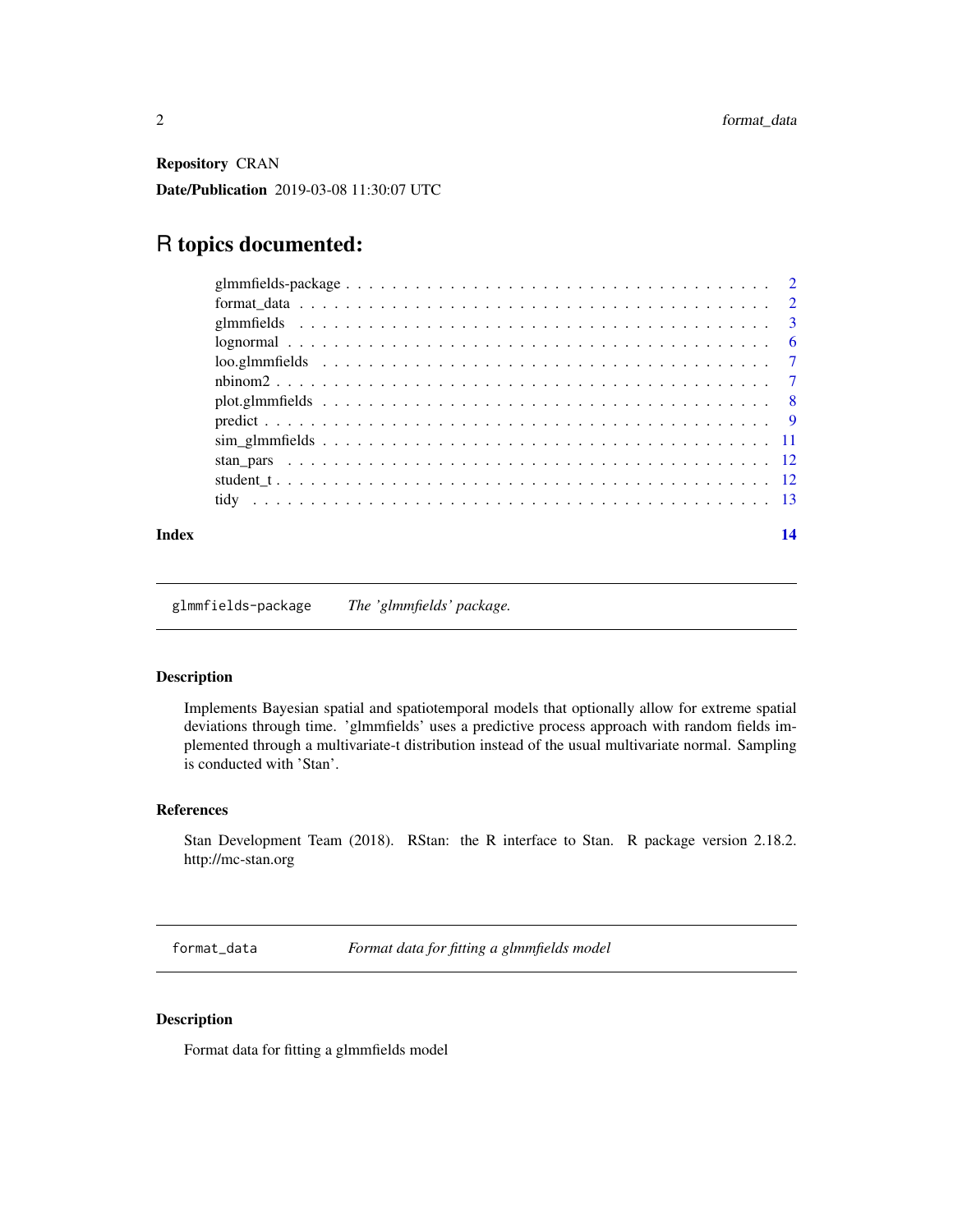**Repository** CRAN

**Date/Publication** 2019-03-08 11:30:07 UTC

# R topics documented:

- glmmfields-package . . . . . . . . . . . . . . . . . . . . . . . . . . . . . . . . . . . 2
- format_data . . . . . . . . . . . . . . . . . . . . . . . . . . . . . . . . . . . . . . . 2
- glmmfields . . . . . . . . . . . . . . . . . . . . . . . . . . . . . . . . . . . . . . . 3
- lognormal . . . . . . . . . . . . . . . . . . . . . . . . . . . . . . . . . . . . . . . . 6
- loo.glmmfields . . . . . . . . . . . . . . . . . . . . . . . . . . . . . . . . . . . . . 7
- nbinom2 . . . . . . . . . . . . . . . . . . . . . . . . . . . . . . . . . . . . . . . . . 7
- plot.glmmfields . . . . . . . . . . . . . . . . . . . . . . . . . . . . . . . . . . . . . 8
- predict . . . . . . . . . . . . . . . . . . . . . . . . . . . . . . . . . . . . . . . . . 9
- sim_glmmfields . . . . . . . . . . . . . . . . . . . . . . . . . . . . . . . . . . . . . 11
- stan_pars . . . . . . . . . . . . . . . . . . . . . . . . . . . . . . . . . . . . . . . . 12
- student_t . . . . . . . . . . . . . . . . . . . . . . . . . . . . . . . . . . . . . . . . 12
- tidy . . . . . . . . . . . . . . . . . . . . . . . . . . . . . . . . . . . . . . . . . . . 13

**Index** 14

---

## glmmfields-package — *The 'glmmfields' package.*

### Description

Implements Bayesian spatial and spatiotemporal models that optionally allow for extreme spatial deviations through time. 'glmmfields' uses a predictive process approach with random fields implemented through a multivariate-t distribution instead of the usual multivariate normal. Sampling is conducted with 'Stan'.

### References

Stan Development Team (2018). RStan: the R interface to Stan. R package version 2.18.2. http://mc-stan.org

---

## format_data — *Format data for fitting a glmmfields model*

### Description

Format data for fitting a glmmfields model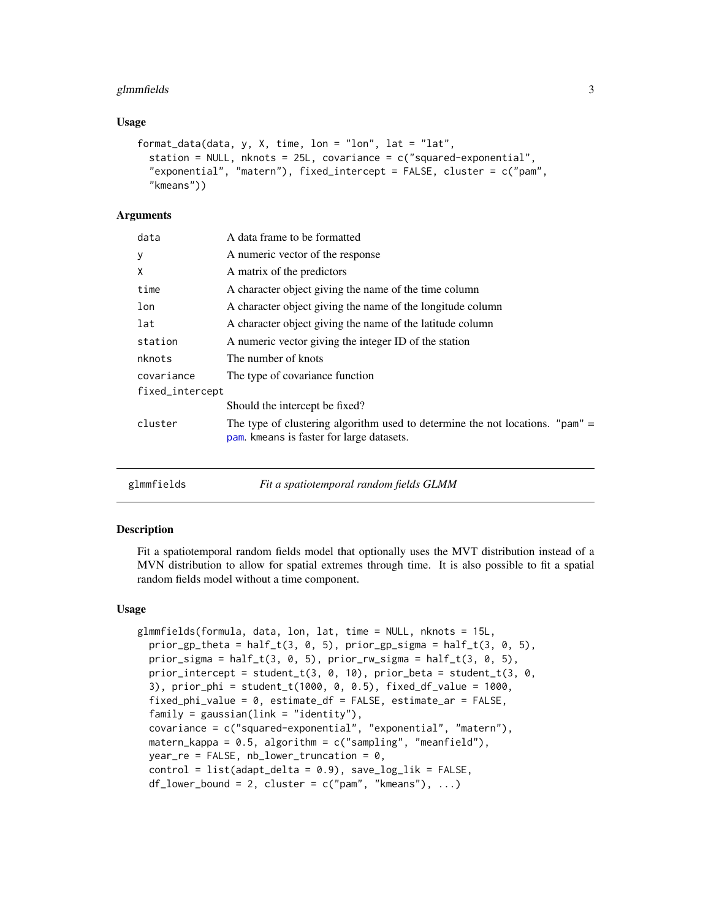### Usage

```
format_data(data, y, X, time, lon = "lon", lat = "lat",
  station = NULL, nknots = 25L, covariance = c("squared-exponential",
  "exponential", "matern"), fixed_intercept = FALSE, cluster = c("pam",
  "kmeans"))
```

### Arguments

| | |
|---|---|
| data | A data frame to be formatted |
| y | A numeric vector of the response |
| X | A matrix of the predictors |
| time | A character object giving the name of the time column |
| lon | A character object giving the name of the longitude column |
| lat | A character object giving the name of the latitude column |
| station | A numeric vector giving the integer ID of the station |
| nknots | The number of knots |
| covariance | The type of covariance function |
| fixed_intercept | Should the intercept be fixed? |
| cluster | The type of clustering algorithm used to determine the not locations. "pam" = pam. kmeans is faster for large datasets. |

## glmmfields — *Fit a spatiotemporal random fields GLMM*

### Description

Fit a spatiotemporal random fields model that optionally uses the MVT distribution instead of a MVN distribution to allow for spatial extremes through time. It is also possible to fit a spatial random fields model without a time component.

### Usage

```
glmmfields(formula, data, lon, lat, time = NULL, nknots = 15L,
  prior_gp_theta = half_t(3, 0, 5), prior_gp_sigma = half_t(3, 0, 5),
  prior_sigma = half_t(3, 0, 5), prior_rw_sigma = half_t(3, 0, 5),
  prior_intercept = student_t(3, 0, 10), prior_beta = student_t(3, 0,
  3), prior_phi = student_t(1000, 0, 0.5), fixed_df_value = 1000,
  fixed_phi_value = 0, estimate_df = FALSE, estimate_ar = FALSE,
  family = gaussian(link = "identity"),
  covariance = c("squared-exponential", "exponential", "matern"),
  matern_kappa = 0.5, algorithm = c("sampling", "meanfield"),
  year_re = FALSE, nb_lower_truncation = 0,
  control = list(adapt_delta = 0.9), save_log_lik = FALSE,
  df_lower_bound = 2, cluster = c("pam", "kmeans"), ...)
```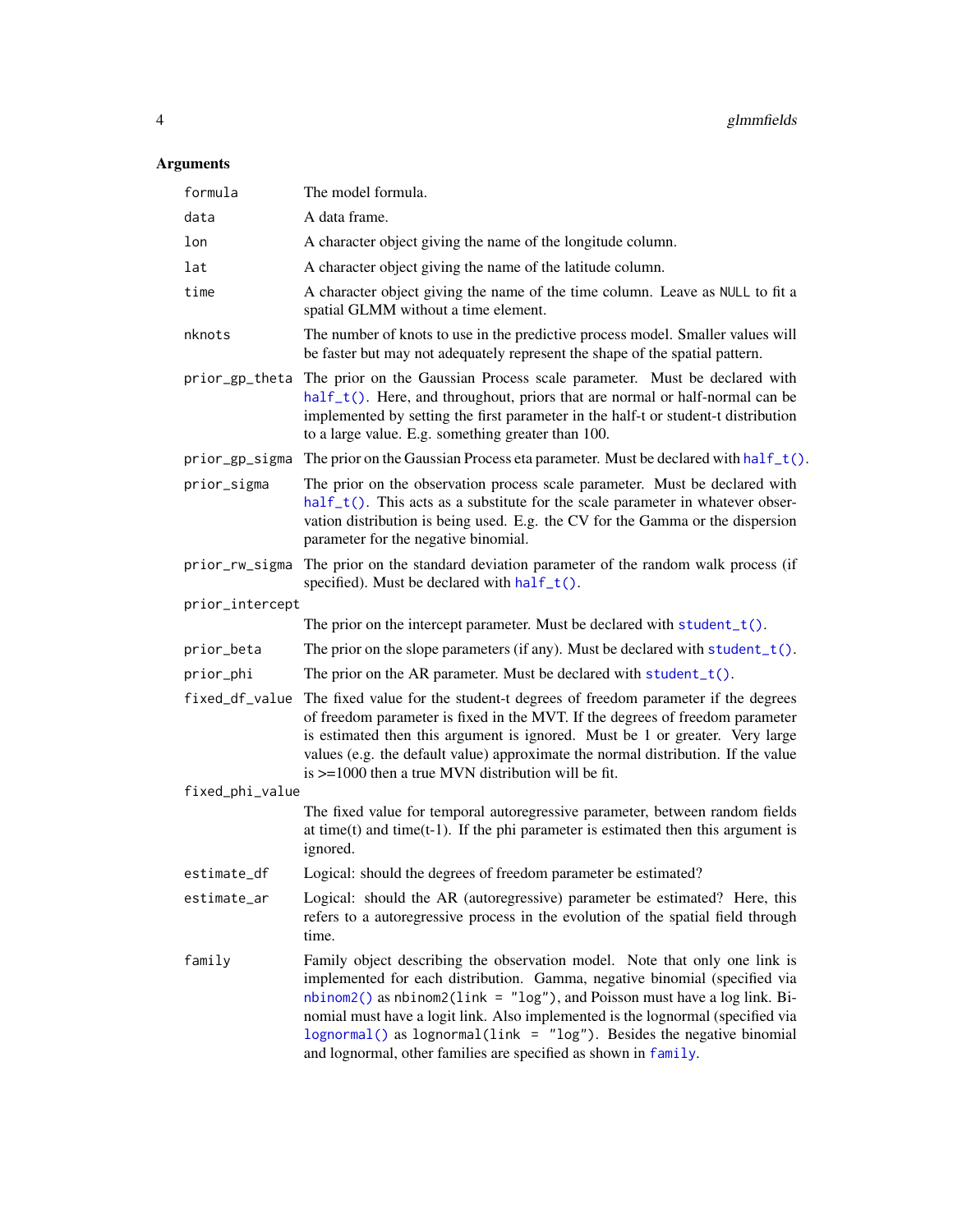## Arguments

- `formula` The model formula.
- `data` A data frame.
- `lon` A character object giving the name of the longitude column.
- `lat` A character object giving the name of the latitude column.
- `time` A character object giving the name of the time column. Leave as `NULL` to fit a spatial GLMM without a time element.
- `nknots` The number of knots to use in the predictive process model. Smaller values will be faster but may not adequately represent the shape of the spatial pattern.
- `prior_gp_theta` The prior on the Gaussian Process scale parameter. Must be declared with `half_t()`. Here, and throughout, priors that are normal or half-normal can be implemented by setting the first parameter in the half-t or student-t distribution to a large value. E.g. something greater than 100.
- `prior_gp_sigma` The prior on the Gaussian Process eta parameter. Must be declared with `half_t()`.
- `prior_sigma` The prior on the observation process scale parameter. Must be declared with `half_t()`. This acts as a substitute for the scale parameter in whatever observation distribution is being used. E.g. the CV for the Gamma or the dispersion parameter for the negative binomial.
- `prior_rw_sigma` The prior on the standard deviation parameter of the random walk process (if specified). Must be declared with `half_t()`.
- `prior_intercept` The prior on the intercept parameter. Must be declared with `student_t()`.
- `prior_beta` The prior on the slope parameters (if any). Must be declared with `student_t()`.
- `prior_phi` The prior on the AR parameter. Must be declared with `student_t()`.
- `fixed_df_value` The fixed value for the student-t degrees of freedom parameter if the degrees of freedom parameter is fixed in the MVT. If the degrees of freedom parameter is estimated then this argument is ignored. Must be 1 or greater. Very large values (e.g. the default value) approximate the normal distribution. If the value is >=1000 then a true MVN distribution will be fit.
- `fixed_phi_value` The fixed value for temporal autoregressive parameter, between random fields at time(t) and time(t-1). If the phi parameter is estimated then this argument is ignored.
- `estimate_df` Logical: should the degrees of freedom parameter be estimated?
- `estimate_ar` Logical: should the AR (autoregressive) parameter be estimated? Here, this refers to a autoregressive process in the evolution of the spatial field through time.
- `family` Family object describing the observation model. Note that only one link is implemented for each distribution. Gamma, negative binomial (specified via `nbinom2()` as `nbinom2(link = "log")`, and Poisson must have a log link. Binomial must have a logit link. Also implemented is the lognormal (specified via `lognormal()` as `lognormal(link = "log")`. Besides the negative binomial and lognormal, other families are specified as shown in `family`.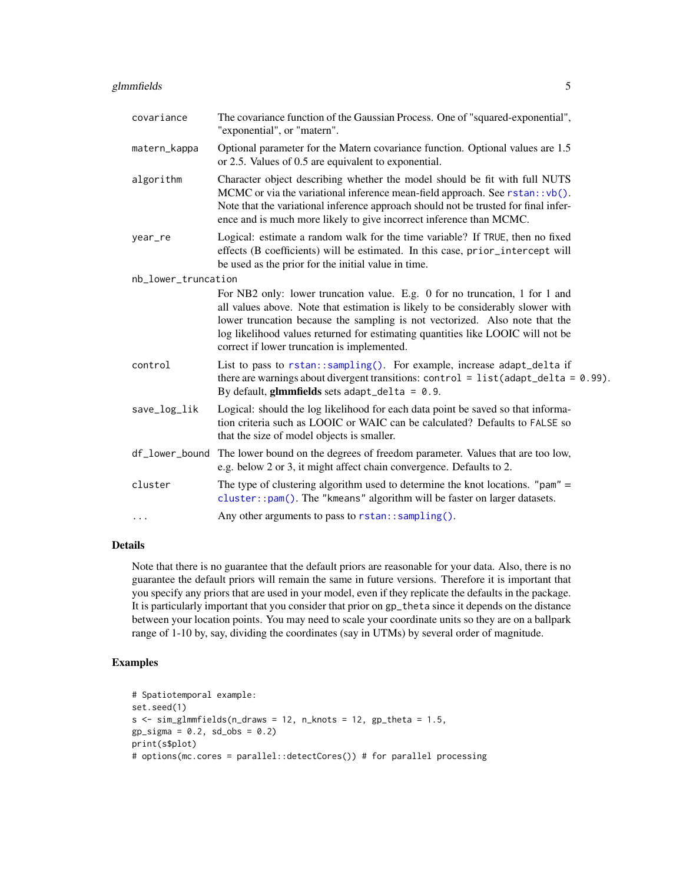| | |
|---|---|
| `covariance` | The covariance function of the Gaussian Process. One of "squared-exponential", "exponential", or "matern". |
| `matern_kappa` | Optional parameter for the Matern covariance function. Optional values are 1.5 or 2.5. Values of 0.5 are equivalent to exponential. |
| `algorithm` | Character object describing whether the model should be fit with full NUTS MCMC or via the variational inference mean-field approach. See `rstan::vb()`. Note that the variational inference approach should not be trusted for final inference and is much more likely to give incorrect inference than MCMC. |
| `year_re` | Logical: estimate a random walk for the time variable? If `TRUE`, then no fixed effects (B coefficients) will be estimated. In this case, `prior_intercept` will be used as the prior for the initial value in time. |
| `nb_lower_truncation` | For NB2 only: lower truncation value. E.g. 0 for no truncation, 1 for 1 and all values above. Note that estimation is likely to be considerably slower with lower truncation because the sampling is not vectorized. Also note that the log likelihood values returned for estimating quantities like LOOIC will not be correct if lower truncation is implemented. |
| `control` | List to pass to `rstan::sampling()`. For example, increase `adapt_delta` if there are warnings about divergent transitions: `control = list(adapt_delta = 0.99)`. By default, **glmmfields** sets `adapt_delta = 0.9`. |
| `save_log_lik` | Logical: should the log likelihood for each data point be saved so that information criteria such as LOOIC or WAIC can be calculated? Defaults to `FALSE` so that the size of model objects is smaller. |
| `df_lower_bound` | The lower bound on the degrees of freedom parameter. Values that are too low, e.g. below 2 or 3, it might affect chain convergence. Defaults to 2. |
| `cluster` | The type of clustering algorithm used to determine the knot locations. `"pam"` = `cluster::pam()`. The `"kmeans"` algorithm will be faster on larger datasets. |
| `...` | Any other arguments to pass to `rstan::sampling()`. |

## Details

Note that there is no guarantee that the default priors are reasonable for your data. Also, there is no guarantee the default priors will remain the same in future versions. Therefore it is important that you specify any priors that are used in your model, even if they replicate the defaults in the package. It is particularly important that you consider that prior on `gp_theta` since it depends on the distance between your location points. You may need to scale your coordinate units so they are on a ballpark range of 1-10 by, say, dividing the coordinates (say in UTMs) by several order of magnitude.

## Examples

```
# Spatiotemporal example:
set.seed(1)
s <- sim_glmmfields(n_draws = 12, n_knots = 12, gp_theta = 1.5,
gp_sigma = 0.2, sd_obs = 0.2)
print(s$plot)
# options(mc.cores = parallel::detectCores()) # for parallel processing
```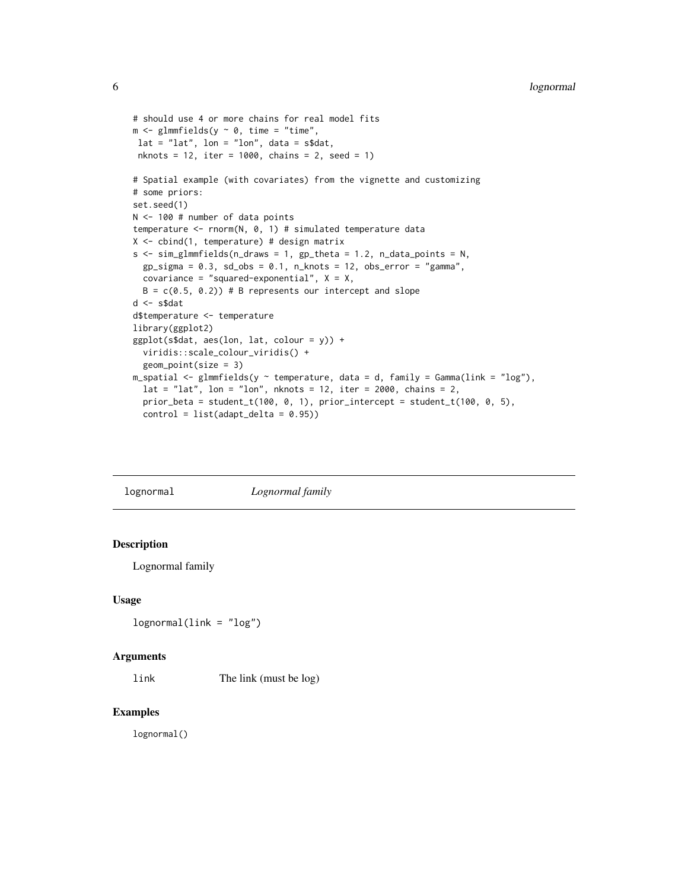```
# should use 4 or more chains for real model fits
m <- glmmfields(y ~ 0, time = "time",
 lat = "lat", lon = "lon", data = s$dat,
 nknots = 12, iter = 1000, chains = 2, seed = 1)

# Spatial example (with covariates) from the vignette and customizing
# some priors:
set.seed(1)
N <- 100 # number of data points
temperature <- rnorm(N, 0, 1) # simulated temperature data
X <- cbind(1, temperature) # design matrix
s <- sim_glmmfields(n_draws = 1, gp_theta = 1.2, n_data_points = N,
  gp_sigma = 0.3, sd_obs = 0.1, n_knots = 12, obs_error = "gamma",
  covariance = "squared-exponential", X = X,
  B = c(0.5, 0.2)) # B represents our intercept and slope
d <- s$dat
d$temperature <- temperature
library(ggplot2)
ggplot(s$dat, aes(lon, lat, colour = y)) +
  viridis::scale_colour_viridis() +
  geom_point(size = 3)
m_spatial <- glmmfields(y ~ temperature, data = d, family = Gamma(link = "log"),
  lat = "lat", lon = "lon", nknots = 12, iter = 2000, chains = 2,
  prior_beta = student_t(100, 0, 1), prior_intercept = student_t(100, 0, 5),
  control = list(adapt_delta = 0.95))
```

---

## lognormal — *Lognormal family*

### Description

Lognormal family

### Usage

```
lognormal(link = "log")
```

### Arguments

| | |
|---|---|
| link | The link (must be log) |

### Examples

```
lognormal()
```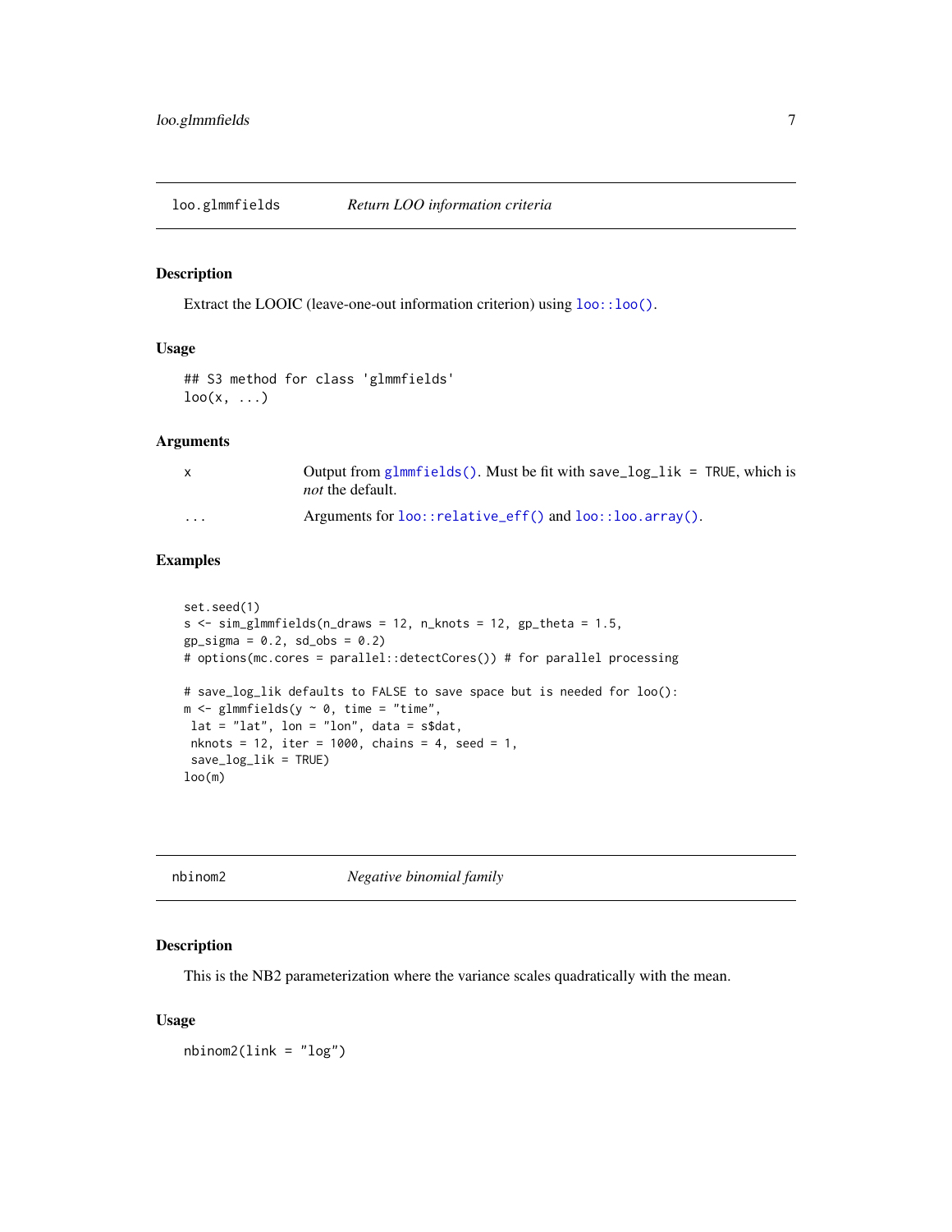## loo.glmmfields — *Return LOO information criteria*

### Description

Extract the LOOIC (leave-one-out information criterion) using `loo::loo()`.

### Usage

```
## S3 method for class 'glmmfields'
loo(x, ...)
```

### Arguments

| | |
|---|---|
| x | Output from `glmmfields()`. Must be fit with `save_log_lik = TRUE`, which is *not* the default. |
| ... | Arguments for `loo::relative_eff()` and `loo::loo.array()`. |

### Examples

```
set.seed(1)
s <- sim_glmmfields(n_draws = 12, n_knots = 12, gp_theta = 1.5,
gp_sigma = 0.2, sd_obs = 0.2)
# options(mc.cores = parallel::detectCores()) # for parallel processing

# save_log_lik defaults to FALSE to save space but is needed for loo():
m <- glmmfields(y ~ 0, time = "time",
 lat = "lat", lon = "lon", data = s$dat,
 nknots = 12, iter = 1000, chains = 4, seed = 1,
 save_log_lik = TRUE)
loo(m)
```

## nbinom2 — *Negative binomial family*

### Description

This is the NB2 parameterization where the variance scales quadratically with the mean.

### Usage

```
nbinom2(link = "log")
```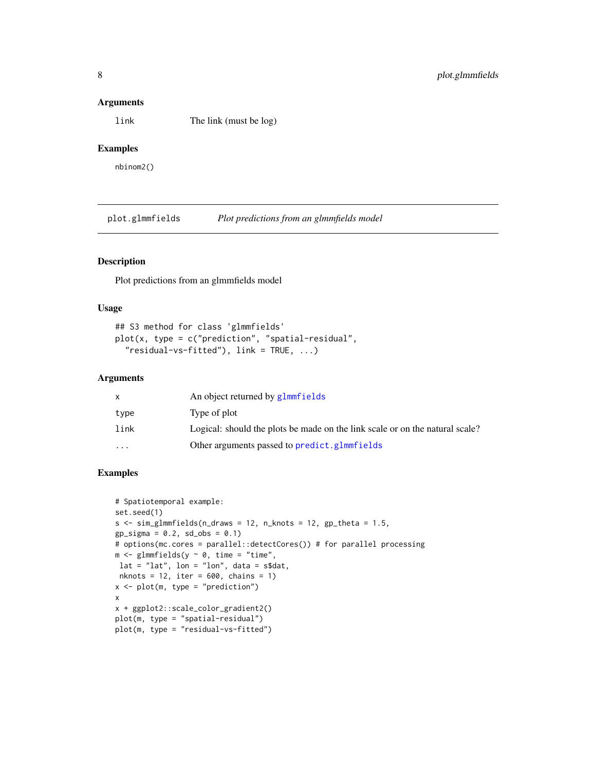## Arguments

| | |
|---|---|
| link | The link (must be log) |

## Examples

```
nbinom2()
```

---

# plot.glmmfields    *Plot predictions from an glmmfields model*

---

## Description

Plot predictions from an glmmfields model

## Usage

```
## S3 method for class 'glmmfields'
plot(x, type = c("prediction", "spatial-residual",
  "residual-vs-fitted"), link = TRUE, ...)
```

## Arguments

| | |
|---|---|
| x | An object returned by glmmfields |
| type | Type of plot |
| link | Logical: should the plots be made on the link scale or on the natural scale? |
| ... | Other arguments passed to predict.glmmfields |

## Examples

```
# Spatiotemporal example:
set.seed(1)
s <- sim_glmmfields(n_draws = 12, n_knots = 12, gp_theta = 1.5,
gp_sigma = 0.2, sd_obs = 0.1)
# options(mc.cores = parallel::detectCores()) # for parallel processing
m <- glmmfields(y ~ 0, time = "time",
 lat = "lat", lon = "lon", data = s$dat,
 nknots = 12, iter = 600, chains = 1)
x <- plot(m, type = "prediction")
x
x + ggplot2::scale_color_gradient2()
plot(m, type = "spatial-residual")
plot(m, type = "residual-vs-fitted")
```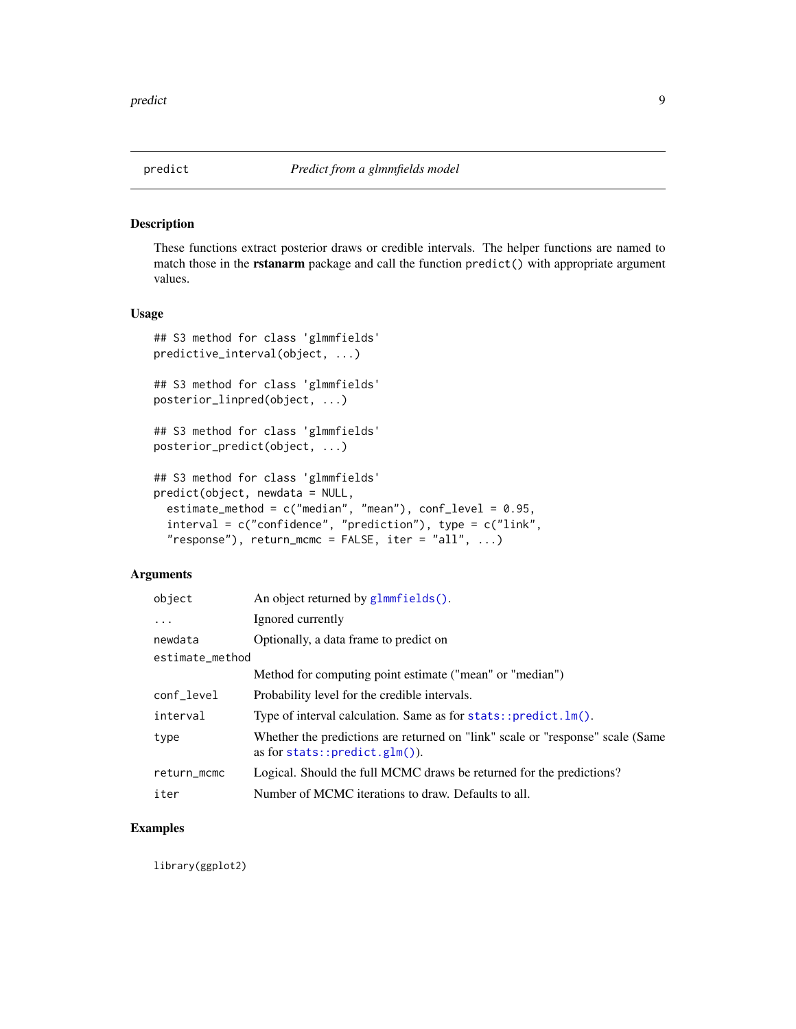predict | *Predict from a glmmfields model*

## Description

These functions extract posterior draws or credible intervals. The helper functions are named to match those in the **rstanarm** package and call the function `predict()` with appropriate argument values.

## Usage

```
## S3 method for class 'glmmfields'
predictive_interval(object, ...)

## S3 method for class 'glmmfields'
posterior_linpred(object, ...)

## S3 method for class 'glmmfields'
posterior_predict(object, ...)

## S3 method for class 'glmmfields'
predict(object, newdata = NULL,
  estimate_method = c("median", "mean"), conf_level = 0.95,
  interval = c("confidence", "prediction"), type = c("link",
  "response"), return_mcmc = FALSE, iter = "all", ...)
```

## Arguments

| | |
|---|---|
| `object` | An object returned by `glmmfields()`. |
| `...` | Ignored currently |
| `newdata` | Optionally, a data frame to predict on |
| `estimate_method` | Method for computing point estimate ("mean" or "median") |
| `conf_level` | Probability level for the credible intervals. |
| `interval` | Type of interval calculation. Same as for `stats::predict.lm()`. |
| `type` | Whether the predictions are returned on "link" scale or "response" scale (Same as for `stats::predict.glm()`). |
| `return_mcmc` | Logical. Should the full MCMC draws be returned for the predictions? |
| `iter` | Number of MCMC iterations to draw. Defaults to all. |

## Examples

```
library(ggplot2)
```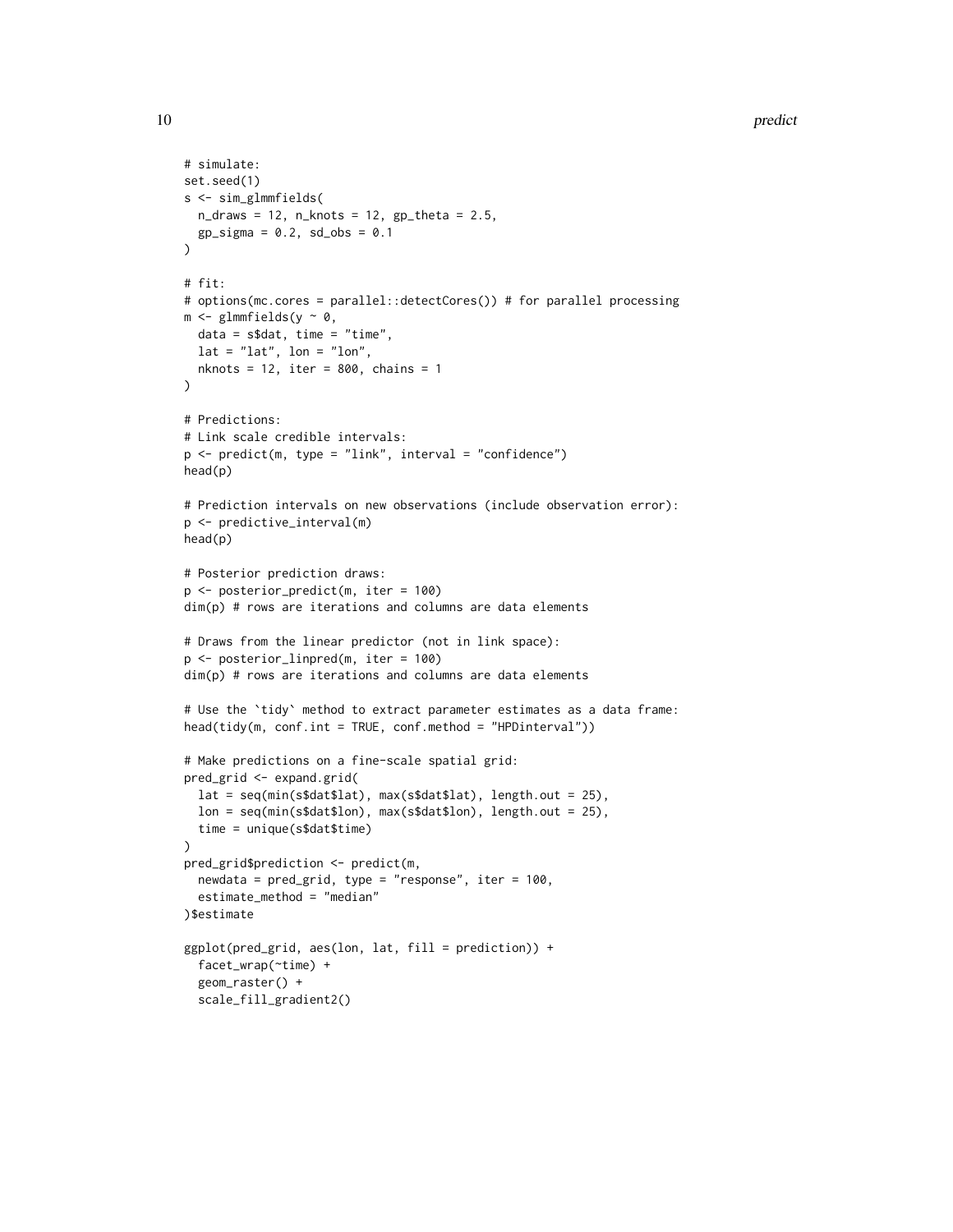```
# simulate:
set.seed(1)
s <- sim_glmmfields(
  n_draws = 12, n_knots = 12, gp_theta = 2.5,
  gp_sigma = 0.2, sd_obs = 0.1
)

# fit:
# options(mc.cores = parallel::detectCores()) # for parallel processing
m <- glmmfields(y ~ 0,
  data = s$dat, time = "time",
  lat = "lat", lon = "lon",
  nknots = 12, iter = 800, chains = 1
)

# Predictions:
# Link scale credible intervals:
p <- predict(m, type = "link", interval = "confidence")
head(p)

# Prediction intervals on new observations (include observation error):
p <- predictive_interval(m)
head(p)

# Posterior prediction draws:
p <- posterior_predict(m, iter = 100)
dim(p) # rows are iterations and columns are data elements

# Draws from the linear predictor (not in link space):
p <- posterior_linpred(m, iter = 100)
dim(p) # rows are iterations and columns are data elements

# Use the `tidy` method to extract parameter estimates as a data frame:
head(tidy(m, conf.int = TRUE, conf.method = "HPDinterval"))

# Make predictions on a fine-scale spatial grid:
pred_grid <- expand.grid(
  lat = seq(min(s$dat$lat), max(s$dat$lat), length.out = 25),
  lon = seq(min(s$dat$lon), max(s$dat$lon), length.out = 25),
  time = unique(s$dat$time)
)
pred_grid$prediction <- predict(m,
  newdata = pred_grid, type = "response", iter = 100,
  estimate_method = "median"
)$estimate

ggplot(pred_grid, aes(lon, lat, fill = prediction)) +
  facet_wrap(~time) +
  geom_raster() +
  scale_fill_gradient2()
```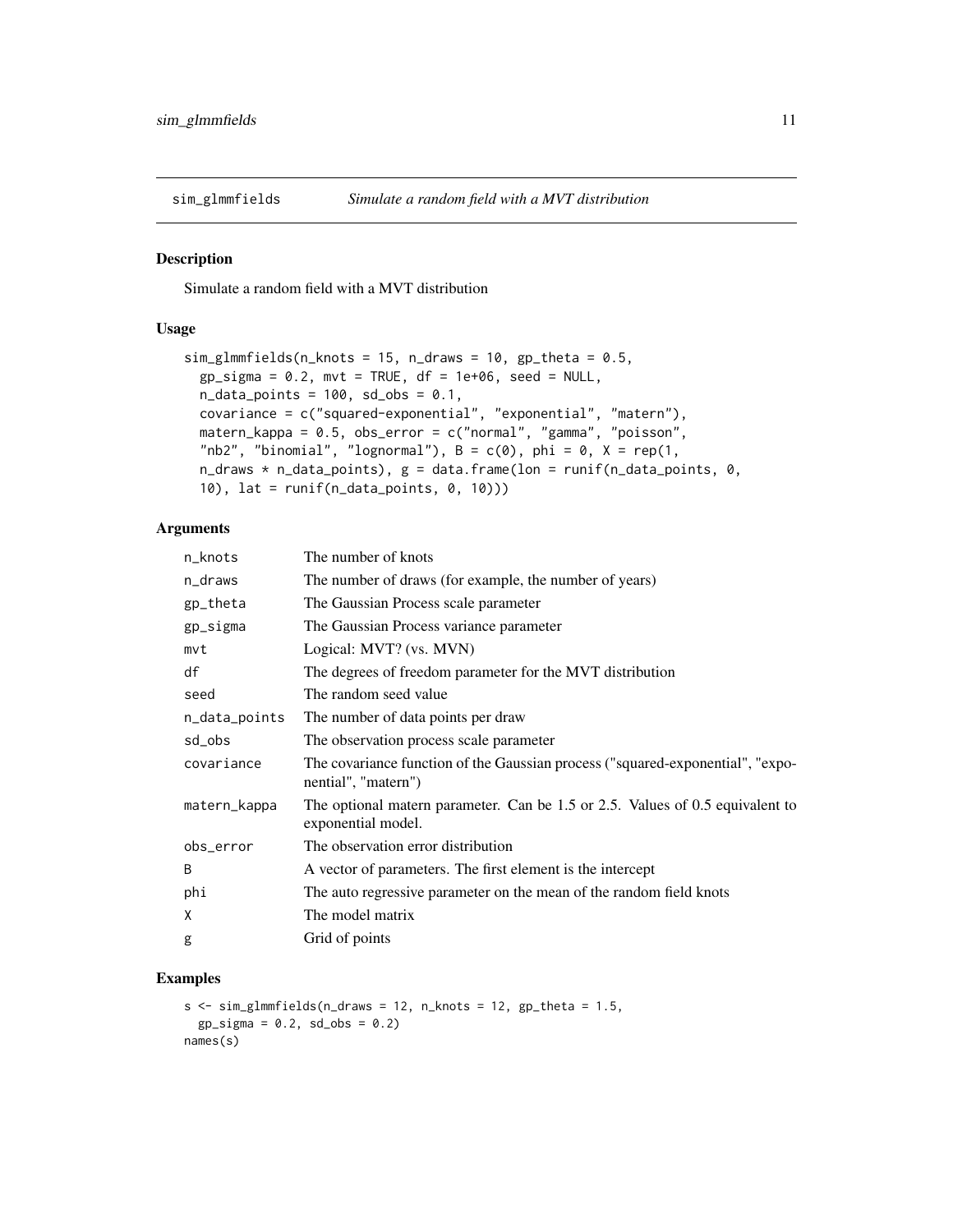# sim_glmmfields *Simulate a random field with a MVT distribution*

## Description

Simulate a random field with a MVT distribution

## Usage

```
sim_glmmfields(n_knots = 15, n_draws = 10, gp_theta = 0.5,
  gp_sigma = 0.2, mvt = TRUE, df = 1e+06, seed = NULL,
  n_data_points = 100, sd_obs = 0.1,
  covariance = c("squared-exponential", "exponential", "matern"),
  matern_kappa = 0.5, obs_error = c("normal", "gamma", "poisson",
  "nb2", "binomial", "lognormal"), B = c(0), phi = 0, X = rep(1,
  n_draws * n_data_points), g = data.frame(lon = runif(n_data_points, 0,
  10), lat = runif(n_data_points, 0, 10)))
```

## Arguments

| | |
|---|---|
| n_knots | The number of knots |
| n_draws | The number of draws (for example, the number of years) |
| gp_theta | The Gaussian Process scale parameter |
| gp_sigma | The Gaussian Process variance parameter |
| mvt | Logical: MVT? (vs. MVN) |
| df | The degrees of freedom parameter for the MVT distribution |
| seed | The random seed value |
| n_data_points | The number of data points per draw |
| sd_obs | The observation process scale parameter |
| covariance | The covariance function of the Gaussian process ("squared-exponential", "exponential", "matern") |
| matern_kappa | The optional matern parameter. Can be 1.5 or 2.5. Values of 0.5 equivalent to exponential model. |
| obs_error | The observation error distribution |
| B | A vector of parameters. The first element is the intercept |
| phi | The auto regressive parameter on the mean of the random field knots |
| X | The model matrix |
| g | Grid of points |

## Examples

```
s <- sim_glmmfields(n_draws = 12, n_knots = 12, gp_theta = 1.5,
  gp_sigma = 0.2, sd_obs = 0.2)
names(s)
```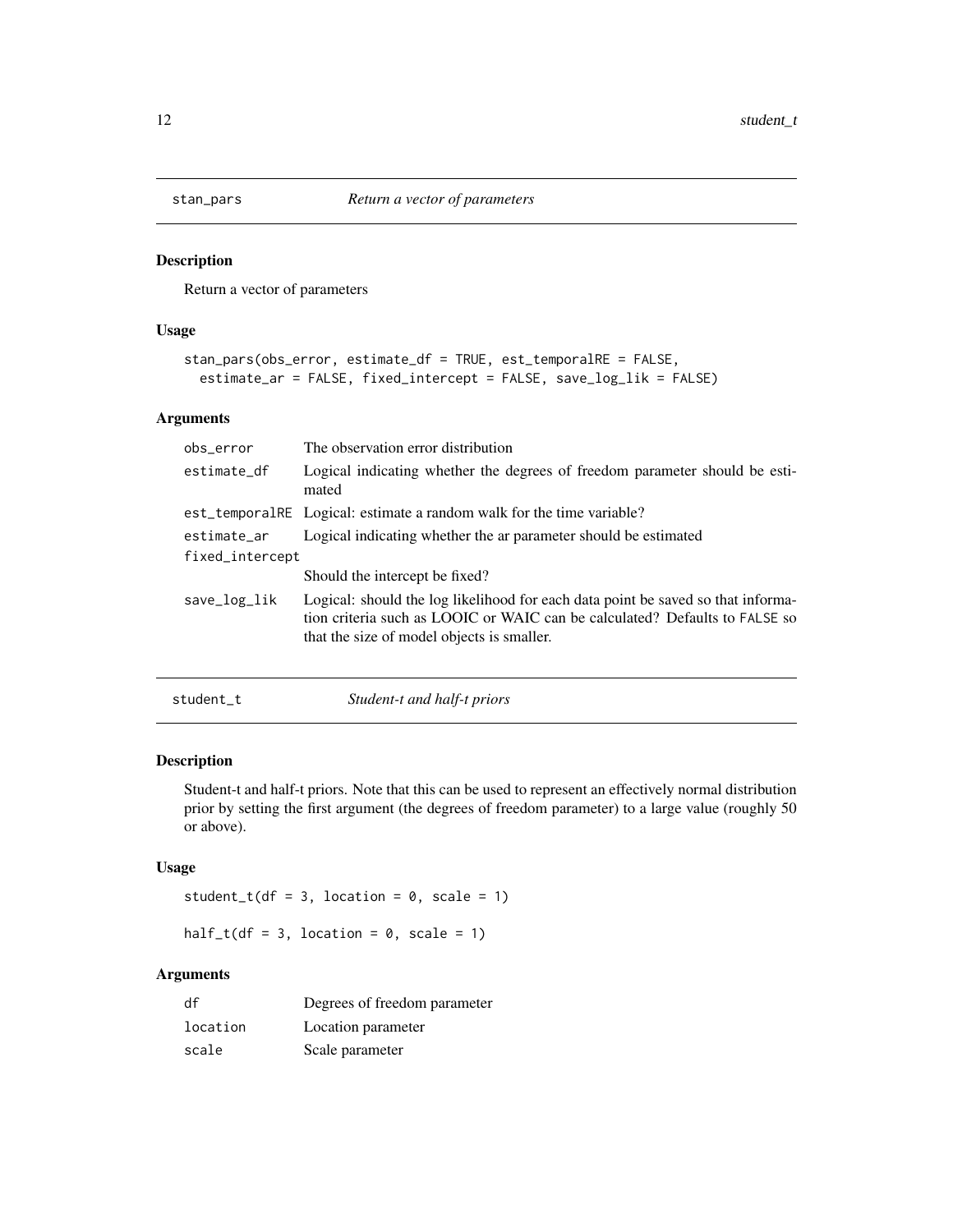## stan_pars — *Return a vector of parameters*

### Description

Return a vector of parameters

### Usage

```
stan_pars(obs_error, estimate_df = TRUE, est_temporalRE = FALSE,
  estimate_ar = FALSE, fixed_intercept = FALSE, save_log_lik = FALSE)
```

### Arguments

| | |
|---|---|
| obs_error | The observation error distribution |
| estimate_df | Logical indicating whether the degrees of freedom parameter should be estimated |
| est_temporalRE | Logical: estimate a random walk for the time variable? |
| estimate_ar | Logical indicating whether the ar parameter should be estimated |
| fixed_intercept | Should the intercept be fixed? |
| save_log_lik | Logical: should the log likelihood for each data point be saved so that information criteria such as LOOIC or WAIC can be calculated? Defaults to FALSE so that the size of model objects is smaller. |

## student_t — *Student-t and half-t priors*

### Description

Student-t and half-t priors. Note that this can be used to represent an effectively normal distribution prior by setting the first argument (the degrees of freedom parameter) to a large value (roughly 50 or above).

### Usage

```
student_t(df = 3, location = 0, scale = 1)

half_t(df = 3, location = 0, scale = 1)
```

### Arguments

| | |
|---|---|
| df | Degrees of freedom parameter |
| location | Location parameter |
| scale | Scale parameter |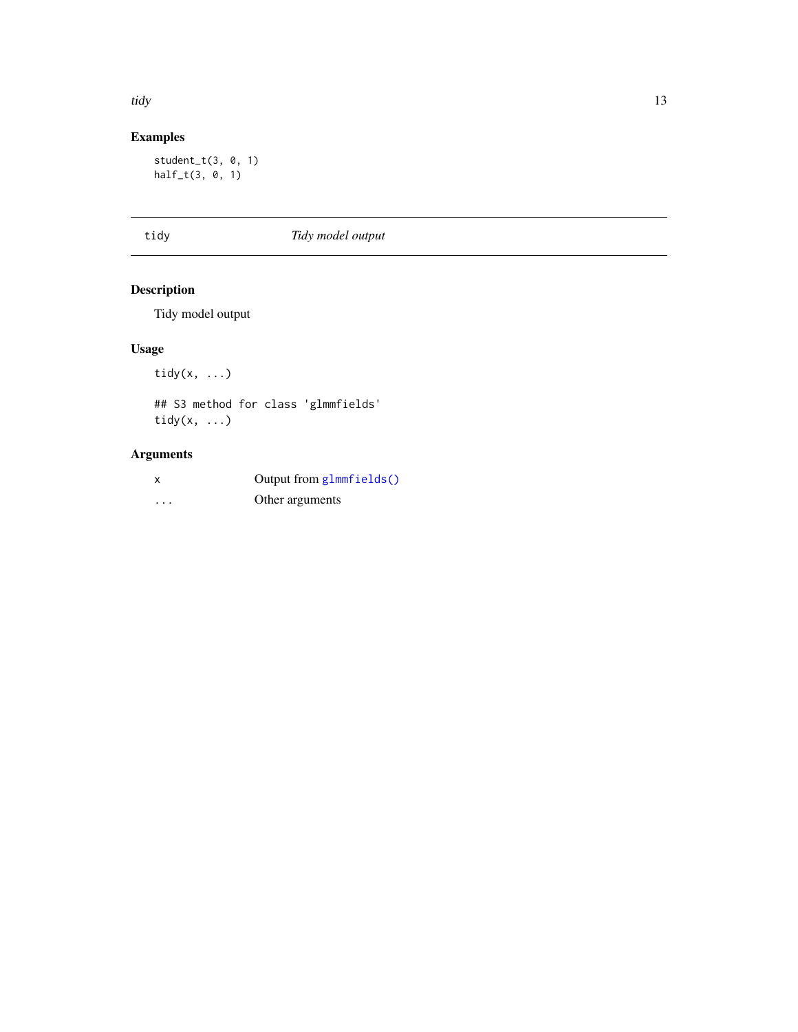## Examples

```
student_t(3, 0, 1)
half_t(3, 0, 1)
```

---

# tidy *Tidy model output*

---

## Description

Tidy model output

## Usage

```
tidy(x, ...)

## S3 method for class 'glmmfields'
tidy(x, ...)
```

## Arguments

| | |
|---|---|
| x | Output from glmmfields() |
| ... | Other arguments |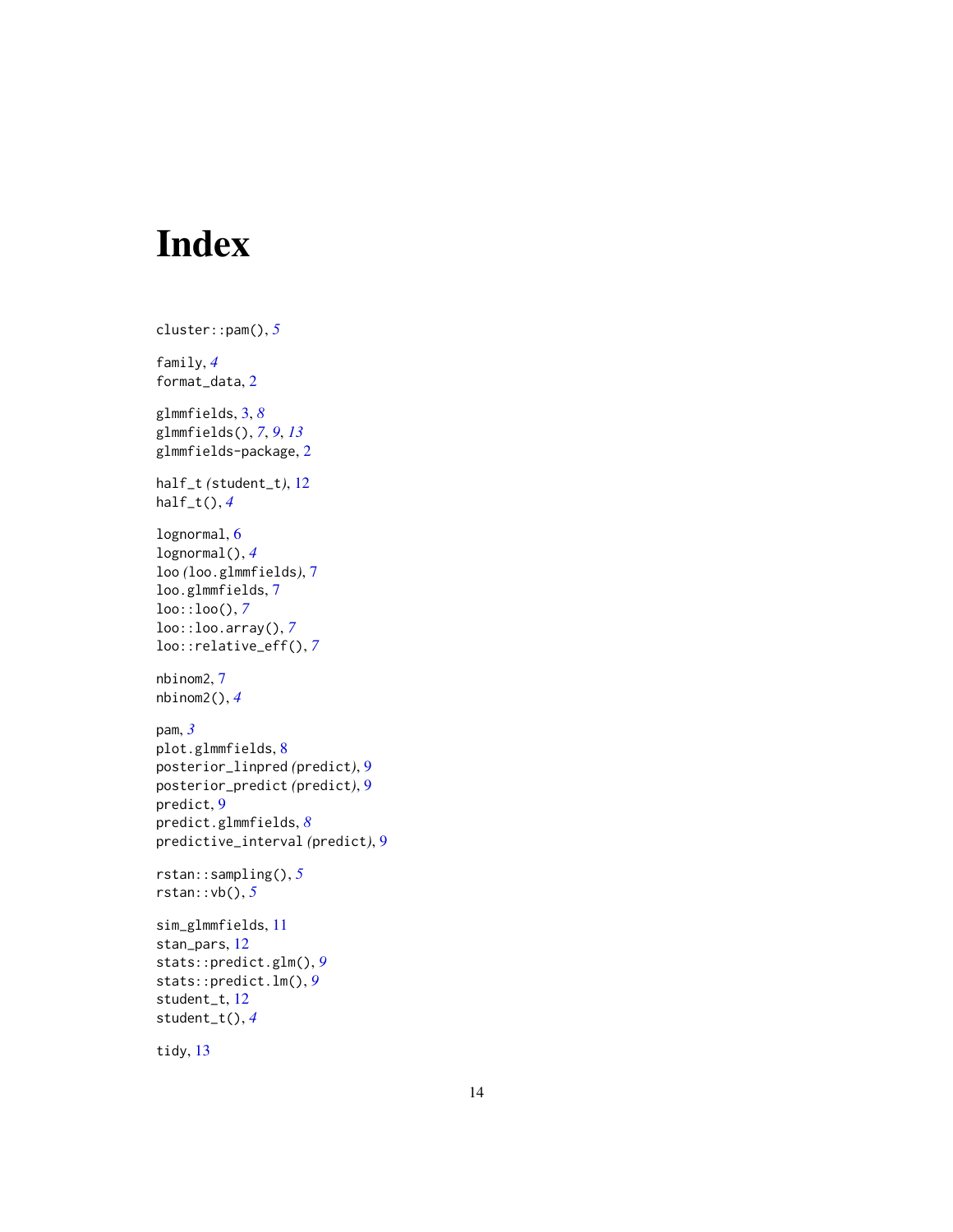# Index

cluster::pam(), *5*

family, *4*
format_data, 2

glmmfields, 3, *8*
glmmfields(), *7*, *9*, *13*
glmmfields-package, 2

half_t *(*student_t*)*, 12
half_t(), *4*

lognormal, 6
lognormal(), *4*
loo *(*loo.glmmfields*)*, 7
loo.glmmfields, 7
loo::loo(), *7*
loo::loo.array(), *7*
loo::relative_eff(), *7*

nbinom2, 7
nbinom2(), *4*

pam, *3*
plot.glmmfields, 8
posterior_linpred *(*predict*)*, 9
posterior_predict *(*predict*)*, 9
predict, 9
predict.glmmfields, *8*
predictive_interval *(*predict*)*, 9

rstan::sampling(), *5*
rstan::vb(), *5*

sim_glmmfields, 11
stan_pars, 12
stats::predict.glm(), *9*
stats::predict.lm(), *9*
student_t, 12
student_t(), *4*

tidy, 13